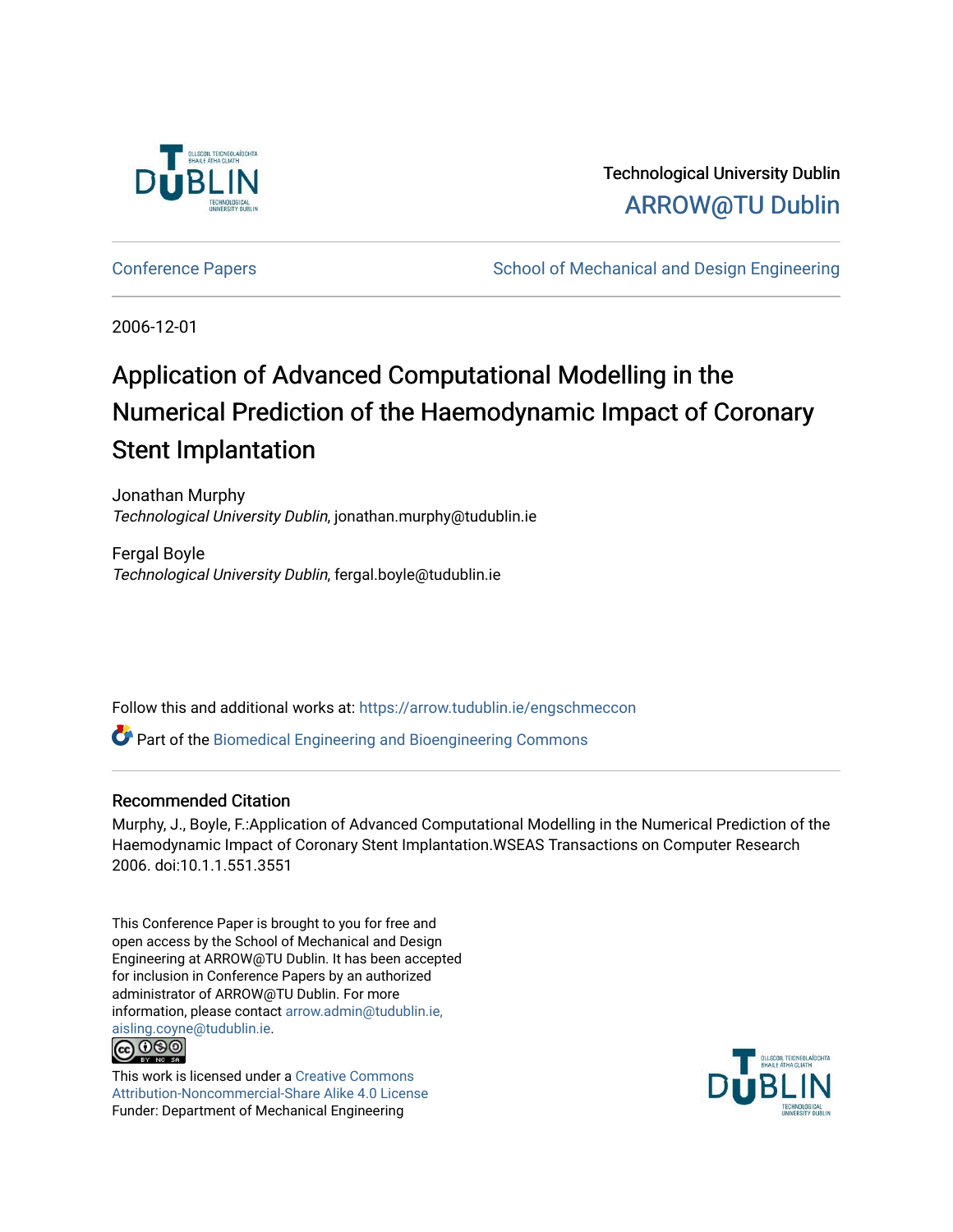Technological University Dublin

ARROW@TU Dublin

Conference Papers

School of Mechanical and Design Engineering

2006-12-01

# Application of Advanced Computational Modelling in the Numerical Prediction of the Haemodynamic Impact of Coronary Stent Implantation

Jonathan Murphy
*Technological University Dublin*, jonathan.murphy@tudublin.ie

Fergal Boyle
*Technological University Dublin*, fergal.boyle@tudublin.ie

Follow this and additional works at: https://arrow.tudublin.ie/engschmeccon

Part of the Biomedical Engineering and Bioengineering Commons

## Recommended Citation

Murphy, J., Boyle, F.:Application of Advanced Computational Modelling in the Numerical Prediction of the Haemodynamic Impact of Coronary Stent Implantation.WSEAS Transactions on Computer Research 2006. doi:10.1.1.551.3551

This Conference Paper is brought to you for free and open access by the School of Mechanical and Design Engineering at ARROW@TU Dublin. It has been accepted for inclusion in Conference Papers by an authorized administrator of ARROW@TU Dublin. For more information, please contact arrow.admin@tudublin.ie, aisling.coyne@tudublin.ie.

This work is licensed under a Creative Commons Attribution-Noncommercial-Share Alike 4.0 License
Funder: Department of Mechanical Engineering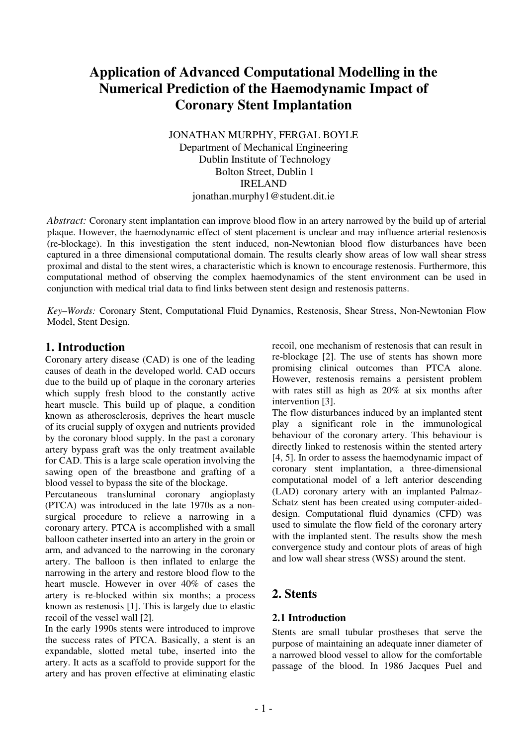# Application of Advanced Computational Modelling in the Numerical Prediction of the Haemodynamic Impact of Coronary Stent Implantation

JONATHAN MURPHY, FERGAL BOYLE
Department of Mechanical Engineering
Dublin Institute of Technology
Bolton Street, Dublin 1
IRELAND
jonathan.murphy1@student.dit.ie

*Abstract:* Coronary stent implantation can improve blood flow in an artery narrowed by the build up of arterial plaque. However, the haemodynamic effect of stent placement is unclear and may influence arterial restenosis (re-blockage). In this investigation the stent induced, non-Newtonian blood flow disturbances have been captured in a three dimensional computational domain. The results clearly show areas of low wall shear stress proximal and distal to the stent wires, a characteristic which is known to encourage restenosis. Furthermore, this computational method of observing the complex haemodynamics of the stent environment can be used in conjunction with medical trial data to find links between stent design and restenosis patterns.

*Key–Words:* Coronary Stent, Computational Fluid Dynamics, Restenosis, Shear Stress, Non-Newtonian Flow Model, Stent Design.

## 1. Introduction

Coronary artery disease (CAD) is one of the leading causes of death in the developed world. CAD occurs due to the build up of plaque in the coronary arteries which supply fresh blood to the constantly active heart muscle. This build up of plaque, a condition known as atherosclerosis, deprives the heart muscle of its crucial supply of oxygen and nutrients provided by the coronary blood supply. In the past a coronary artery bypass graft was the only treatment available for CAD. This is a large scale operation involving the sawing open of the breastbone and grafting of a blood vessel to bypass the site of the blockage.

Percutaneous transluminal coronary angioplasty (PTCA) was introduced in the late 1970s as a non-surgical procedure to relieve a narrowing in a coronary artery. PTCA is accomplished with a small balloon catheter inserted into an artery in the groin or arm, and advanced to the narrowing in the coronary artery. The balloon is then inflated to enlarge the narrowing in the artery and restore blood flow to the heart muscle. However in over 40% of cases the artery is re-blocked within six months; a process known as restenosis [1]. This is largely due to elastic recoil of the vessel wall [2].

In the early 1990s stents were introduced to improve the success rates of PTCA. Basically, a stent is an expandable, slotted metal tube, inserted into the artery. It acts as a scaffold to provide support for the artery and has proven effective at eliminating elastic recoil, one mechanism of restenosis that can result in re-blockage [2]. The use of stents has shown more promising clinical outcomes than PTCA alone. However, restenosis remains a persistent problem with rates still as high as 20% at six months after intervention [3].

The flow disturbances induced by an implanted stent play a significant role in the immunological behaviour of the coronary artery. This behaviour is directly linked to restenosis within the stented artery [4, 5]. In order to assess the haemodynamic impact of coronary stent implantation, a three-dimensional computational model of a left anterior descending (LAD) coronary artery with an implanted Palmaz-Schatz stent has been created using computer-aided-design. Computational fluid dynamics (CFD) was used to simulate the flow field of the coronary artery with the implanted stent. The results show the mesh convergence study and contour plots of areas of high and low wall shear stress (WSS) around the stent.

## 2. Stents

### 2.1 Introduction

Stents are small tubular prostheses that serve the purpose of maintaining an adequate inner diameter of a narrowed blood vessel to allow for the comfortable passage of the blood. In 1986 Jacques Puel and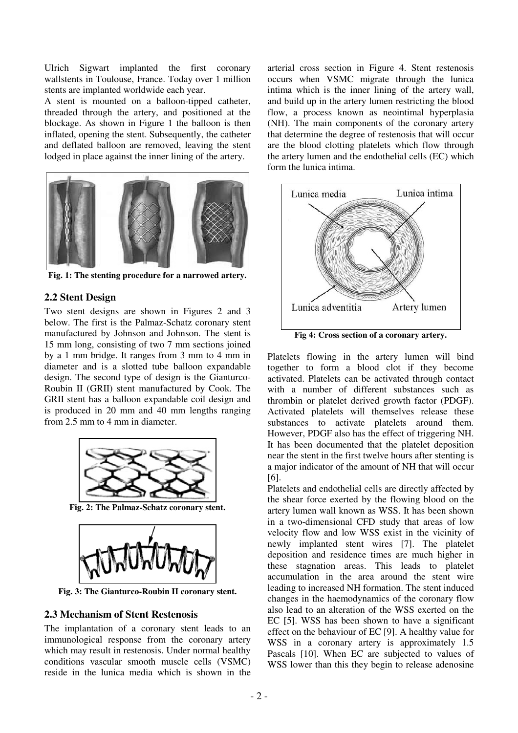Ulrich Sigwart implanted the first coronary wallstents in Toulouse, France. Today over 1 million stents are implanted worldwide each year.

A stent is mounted on a balloon-tipped catheter, threaded through the artery, and positioned at the blockage. As shown in Figure 1 the balloon is then inflated, opening the stent. Subsequently, the catheter and deflated balloon are removed, leaving the stent lodged in place against the inner lining of the artery.

**Fig. 1: The stenting procedure for a narrowed artery.**

## 2.2 Stent Design

Two stent designs are shown in Figures 2 and 3 below. The first is the Palmaz-Schatz coronary stent manufactured by Johnson and Johnson. The stent is 15 mm long, consisting of two 7 mm sections joined by a 1 mm bridge. It ranges from 3 mm to 4 mm in diameter and is a slotted tube balloon expandable design. The second type of design is the Gianturco-Roubin II (GRII) stent manufactured by Cook. The GRII stent has a balloon expandable coil design and is produced in 20 mm and 40 mm lengths ranging from 2.5 mm to 4 mm in diameter.

**Fig. 2: The Palmaz-Schatz coronary stent.**

**Fig. 3: The Gianturco-Roubin II coronary stent.**

## 2.3 Mechanism of Stent Restenosis

The implantation of a coronary stent leads to an immunological response from the coronary artery which may result in restenosis. Under normal healthy conditions vascular smooth muscle cells (VSMC) reside in the lunica media which is shown in the arterial cross section in Figure 4. Stent restenosis occurs when VSMC migrate through the lunica intima which is the inner lining of the artery wall, and build up in the artery lumen restricting the blood flow, a process known as neointimal hyperplasia (NH). The main components of the coronary artery that determine the degree of restenosis that will occur are the blood clotting platelets which flow through the artery lumen and the endothelial cells (EC) which form the lunica intima.

**Fig 4: Cross section of a coronary artery.**

Platelets flowing in the artery lumen will bind together to form a blood clot if they become activated. Platelets can be activated through contact with a number of different substances such as thrombin or platelet derived growth factor (PDGF). Activated platelets will themselves release these substances to activate platelets around them. However, PDGF also has the effect of triggering NH. It has been documented that the platelet deposition near the stent in the first twelve hours after stenting is a major indicator of the amount of NH that will occur [6].

Platelets and endothelial cells are directly affected by the shear force exerted by the flowing blood on the artery lumen wall known as WSS. It has been shown in a two-dimensional CFD study that areas of low velocity flow and low WSS exist in the vicinity of newly implanted stent wires [7]. The platelet deposition and residence times are much higher in these stagnation areas. This leads to platelet accumulation in the area around the stent wire leading to increased NH formation. The stent induced changes in the haemodynamics of the coronary flow also lead to an alteration of the WSS exerted on the EC [5]. WSS has been shown to have a significant effect on the behaviour of EC [9]. A healthy value for WSS in a coronary artery is approximately 1.5 Pascals [10]. When EC are subjected to values of WSS lower than this they begin to release adenosine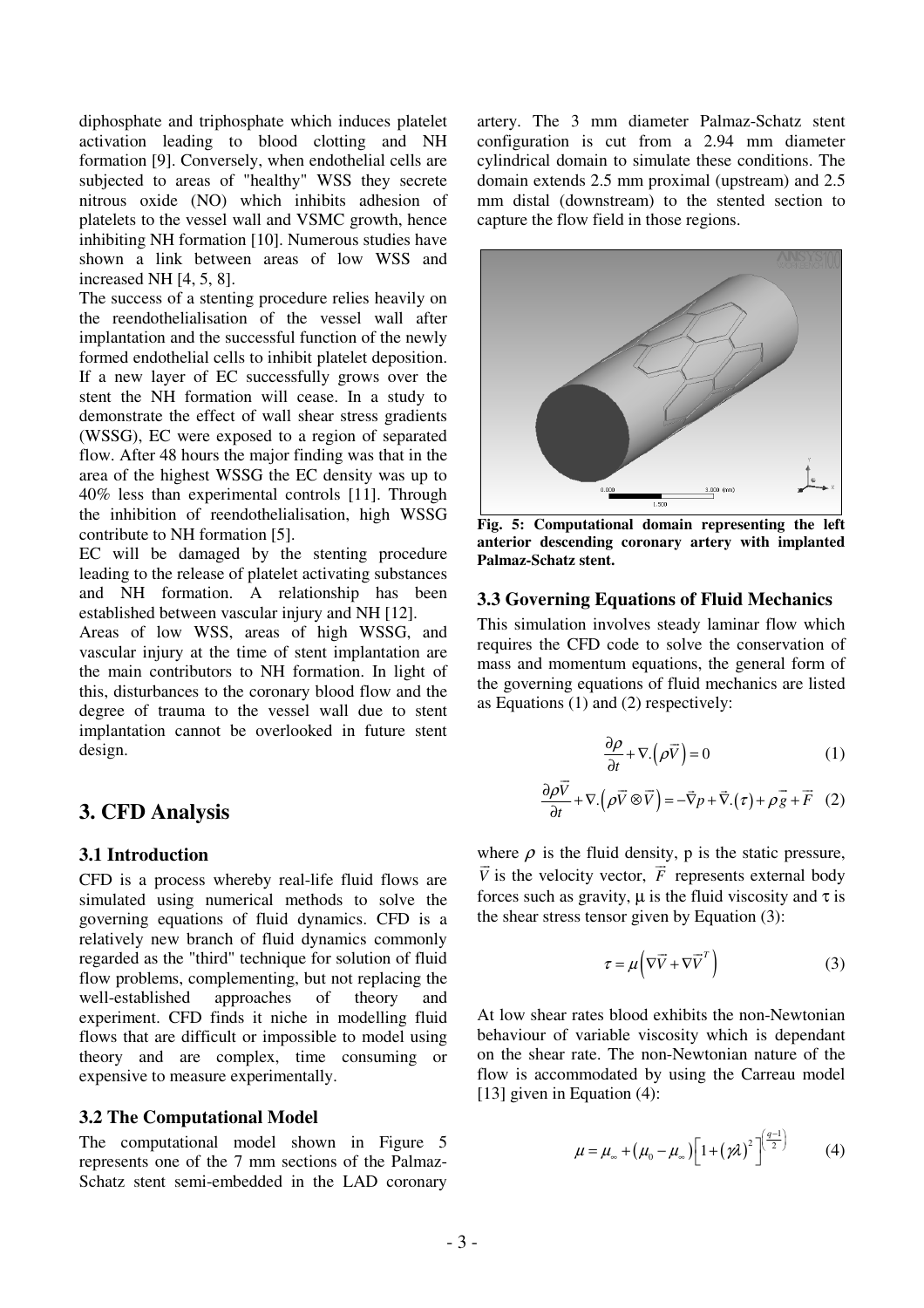diphosphate and triphosphate which induces platelet activation leading to blood clotting and NH formation [9]. Conversely, when endothelial cells are subjected to areas of "healthy" WSS they secrete nitrous oxide (NO) which inhibits adhesion of platelets to the vessel wall and VSMC growth, hence inhibiting NH formation [10]. Numerous studies have shown a link between areas of low WSS and increased NH [4, 5, 8].

The success of a stenting procedure relies heavily on the reendothelialisation of the vessel wall after implantation and the successful function of the newly formed endothelial cells to inhibit platelet deposition. If a new layer of EC successfully grows over the stent the NH formation will cease. In a study to demonstrate the effect of wall shear stress gradients (WSSG), EC were exposed to a region of separated flow. After 48 hours the major finding was that in the area of the highest WSSG the EC density was up to 40% less than experimental controls [11]. Through the inhibition of reendothelialisation, high WSSG contribute to NH formation [5].

EC will be damaged by the stenting procedure leading to the release of platelet activating substances and NH formation. A relationship has been established between vascular injury and NH [12].

Areas of low WSS, areas of high WSSG, and vascular injury at the time of stent implantation are the main contributors to NH formation. In light of this, disturbances to the coronary blood flow and the degree of trauma to the vessel wall due to stent implantation cannot be overlooked in future stent design.

## 3. CFD Analysis

### 3.1 Introduction

CFD is a process whereby real-life fluid flows are simulated using numerical methods to solve the governing equations of fluid dynamics. CFD is a relatively new branch of fluid dynamics commonly regarded as the "third" technique for solution of fluid flow problems, complementing, but not replacing the well-established approaches of theory and experiment. CFD finds it niche in modelling fluid flows that are difficult or impossible to model using theory and are complex, time consuming or expensive to measure experimentally.

### 3.2 The Computational Model

The computational model shown in Figure 5 represents one of the 7 mm sections of the Palmaz-Schatz stent semi-embedded in the LAD coronary artery. The 3 mm diameter Palmaz-Schatz stent configuration is cut from a 2.94 mm diameter cylindrical domain to simulate these conditions. The domain extends 2.5 mm proximal (upstream) and 2.5 mm distal (downstream) to the stented section to capture the flow field in those regions.

**Fig. 5: Computational domain representing the left anterior descending coronary artery with implanted Palmaz-Schatz stent.**

### 3.3 Governing Equations of Fluid Mechanics

This simulation involves steady laminar flow which requires the CFD code to solve the conservation of mass and momentum equations, the general form of the governing equations of fluid mechanics are listed as Equations (1) and (2) respectively:

$$\frac{\partial \rho}{\partial t} + \nabla . \left( \rho \vec{V} \right) = 0 \tag{1}$$

$$\frac{\partial \rho \vec{V}}{\partial t} + \nabla . \left( \rho \vec{V} \otimes \vec{V} \right) = -\vec{\nabla} p + \vec{\nabla} . \left( \tau \right) + \rho \vec{g} + \vec{F} \tag{2}$$

where $\rho$ is the fluid density, p is the static pressure, $\vec{V}$ is the velocity vector, $\vec{F}$ represents external body forces such as gravity, $\mu$ is the fluid viscosity and $\tau$ is the shear stress tensor given by Equation (3):

$$\tau = \mu \left( \nabla \vec{V} + \nabla \vec{V}^{T} \right) \tag{3}$$

At low shear rates blood exhibits the non-Newtonian behaviour of variable viscosity which is dependant on the shear rate. The non-Newtonian nature of the flow is accommodated by using the Carreau model [13] given in Equation (4):

$$\mu = \mu_{\infty} + \left( \mu_0 - \mu_{\infty} \right) \left[ 1 + \left( \gamma \lambda \right)^2 \right]^{\left( \frac{q-1}{2} \right)} \tag{4}$$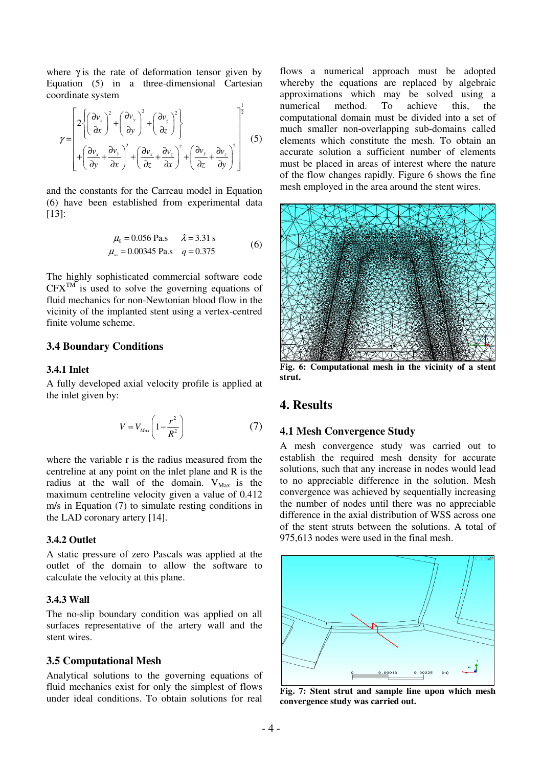where $\gamma$ is the rate of deformation tensor given by Equation (5) in a three-dimensional Cartesian coordinate system

$$\gamma = \left[ \begin{array}{l} 2\left\{ \left( \frac{\partial v_x}{\partial x} \right)^2 + \left( \frac{\partial v_y}{\partial y} \right)^2 + \left( \frac{\partial v_z}{\partial z} \right)^2 \right\} \\ + \left( \frac{\partial v_x}{\partial y} + \frac{\partial v_y}{\partial x} \right)^2 + \left( \frac{\partial v_x}{\partial z} + \frac{\partial v_z}{\partial x} \right)^2 + \left( \frac{\partial v_y}{\partial z} + \frac{\partial v_z}{\partial y} \right)^2 \end{array} \right]^{\frac{1}{2}} \quad (5)$$

and the constants for the Carreau model in Equation (6) have been established from experimental data [13]:

$$\begin{array}{ll} \mu_0 = 0.056 \text{ Pa.s} & \lambda = 3.31 \text{ s} \\ \mu_\infty = 0.00345 \text{ Pa.s} & q = 0.375 \end{array} \quad (6)$$

The highly sophisticated commercial software code CFX[TM] is used to solve the governing equations of fluid mechanics for non-Newtonian blood flow in the vicinity of the implanted stent using a vertex-centred finite volume scheme.

## 3.4 Boundary Conditions

### 3.4.1 Inlet

A fully developed axial velocity profile is applied at the inlet given by:

$$V = V_{Max}\left(1 - \frac{r^2}{R^2}\right) \quad (7)$$

where the variable r is the radius measured from the centreline at any point on the inlet plane and R is the radius at the wall of the domain. $V_{Max}$ is the maximum centreline velocity given a value of 0.412 m/s in Equation (7) to simulate resting conditions in the LAD coronary artery [14].

### 3.4.2 Outlet

A static pressure of zero Pascals was applied at the outlet of the domain to allow the software to calculate the velocity at this plane.

### 3.4.3 Wall

The no-slip boundary condition was applied on all surfaces representative of the artery wall and the stent wires.

## 3.5 Computational Mesh

Analytical solutions to the governing equations of fluid mechanics exist for only the simplest of flows under ideal conditions. To obtain solutions for real flows a numerical approach must be adopted whereby the equations are replaced by algebraic approximations which may be solved using a numerical method. To achieve this, the computational domain must be divided into a set of much smaller non-overlapping sub-domains called elements which constitute the mesh. To obtain an accurate solution a sufficient number of elements must be placed in areas of interest where the nature of the flow changes rapidly. Figure 6 shows the fine mesh employed in the area around the stent wires.

**Fig. 6: Computational mesh in the vicinity of a stent strut.**

# 4. Results

## 4.1 Mesh Convergence Study

A mesh convergence study was carried out to establish the required mesh density for accurate solutions, such that any increase in nodes would lead to no appreciable difference in the solution. Mesh convergence was achieved by sequentially increasing the number of nodes until there was no appreciable difference in the axial distribution of WSS across one of the stent struts between the solutions. A total of 975,613 nodes were used in the final mesh.

**Fig. 7: Stent strut and sample line upon which mesh convergence study was carried out.**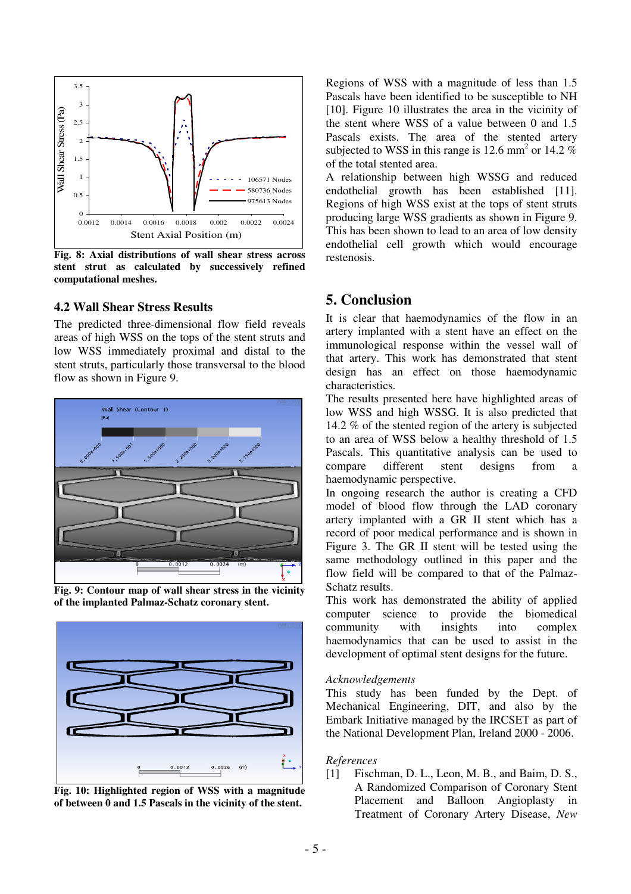Fig. 8: Axial distributions of wall shear stress across stent strut as calculated by successively refined computational meshes.

### 4.2 Wall Shear Stress Results

The predicted three-dimensional flow field reveals areas of high WSS on the tops of the stent struts and low WSS immediately proximal and distal to the stent struts, particularly those transversal to the blood flow as shown in Figure 9.

Fig. 9: Contour map of wall shear stress in the vicinity of the implanted Palmaz-Schatz coronary stent.

Fig. 10: Highlighted region of WSS with a magnitude of between 0 and 1.5 Pascals in the vicinity of the stent.

Regions of WSS with a magnitude of less than 1.5 Pascals have been identified to be susceptible to NH [10]. Figure 10 illustrates the area in the vicinity of the stent where WSS of a value between 0 and 1.5 Pascals exists. The area of the stented artery subjected to WSS in this range is 12.6 $mm^2$ or 14.2 % of the total stented area.

A relationship between high WSSG and reduced endothelial growth has been established [11]. Regions of high WSS exist at the tops of stent struts producing large WSS gradients as shown in Figure 9. This has been shown to lead to an area of low density endothelial cell growth which would encourage restenosis.

## 5. Conclusion

It is clear that haemodynamics of the flow in an artery implanted with a stent have an effect on the immunological response within the vessel wall of that artery. This work has demonstrated that stent design has an effect on those haemodynamic characteristics.

The results presented here have highlighted areas of low WSS and high WSSG. It is also predicted that 14.2 % of the stented region of the artery is subjected to an area of WSS below a healthy threshold of 1.5 Pascals. This quantitative analysis can be used to compare different stent designs from a haemodynamic perspective.

In ongoing research the author is creating a CFD model of blood flow through the LAD coronary artery implanted with a GR II stent which has a record of poor medical performance and is shown in Figure 3. The GR II stent will be tested using the same methodology outlined in this paper and the flow field will be compared to that of the Palmaz-Schatz results.

This work has demonstrated the ability of applied computer science to provide the biomedical community with insights into complex haemodynamics that can be used to assist in the development of optimal stent designs for the future.

*Acknowledgements*

This study has been funded by the Dept. of Mechanical Engineering, DIT, and also by the Embark Initiative managed by the IRCSET as part of the National Development Plan, Ireland 2000 - 2006.

*References*

[1] Fischman, D. L., Leon, M. B., and Baim, D. S., A Randomized Comparison of Coronary Stent Placement and Balloon Angioplasty in Treatment of Coronary Artery Disease, *New*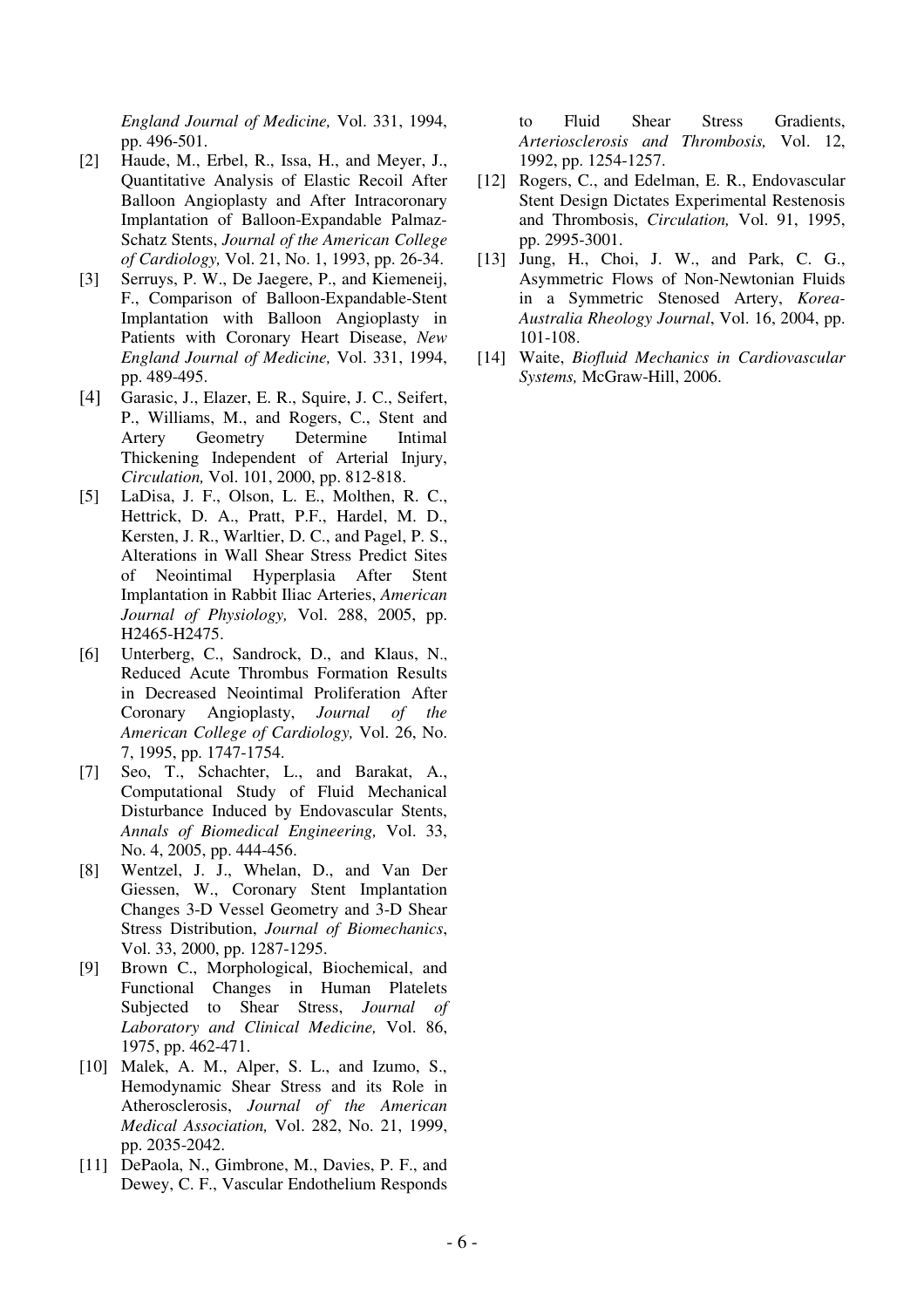*England Journal of Medicine,* Vol. 331, 1994, pp. 496-501.

[2] Haude, M., Erbel, R., Issa, H., and Meyer, J., Quantitative Analysis of Elastic Recoil After Balloon Angioplasty and After Intracoronary Implantation of Balloon-Expandable Palmaz-Schatz Stents, *Journal of the American College of Cardiology,* Vol. 21, No. 1, 1993, pp. 26-34.

[3] Serruys, P. W., De Jaegere, P., and Kiemeneij, F., Comparison of Balloon-Expandable-Stent Implantation with Balloon Angioplasty in Patients with Coronary Heart Disease, *New England Journal of Medicine,* Vol. 331, 1994, pp. 489-495.

[4] Garasic, J., Elazer, E. R., Squire, J. C., Seifert, P., Williams, M., and Rogers, C., Stent and Artery Geometry Determine Intimal Thickening Independent of Arterial Injury, *Circulation,* Vol. 101, 2000, pp. 812-818.

[5] LaDisa, J. F., Olson, L. E., Molthen, R. C., Hettrick, D. A., Pratt, P.F., Hardel, M. D., Kersten, J. R., Warltier, D. C., and Pagel, P. S., Alterations in Wall Shear Stress Predict Sites of Neointimal Hyperplasia After Stent Implantation in Rabbit Iliac Arteries, *American Journal of Physiology,* Vol. 288, 2005, pp. H2465-H2475.

[6] Unterberg, C., Sandrock, D., and Klaus, N., Reduced Acute Thrombus Formation Results in Decreased Neointimal Proliferation After Coronary Angioplasty, *Journal of the American College of Cardiology,* Vol. 26, No. 7, 1995, pp. 1747-1754.

[7] Seo, T., Schachter, L., and Barakat, A., Computational Study of Fluid Mechanical Disturbance Induced by Endovascular Stents, *Annals of Biomedical Engineering,* Vol. 33, No. 4, 2005, pp. 444-456.

[8] Wentzel, J. J., Whelan, D., and Van Der Giessen, W., Coronary Stent Implantation Changes 3-D Vessel Geometry and 3-D Shear Stress Distribution, *Journal of Biomechanics*, Vol. 33, 2000, pp. 1287-1295.

[9] Brown C., Morphological, Biochemical, and Functional Changes in Human Platelets Subjected to Shear Stress, *Journal of Laboratory and Clinical Medicine,* Vol. 86, 1975, pp. 462-471.

[10] Malek, A. M., Alper, S. L., and Izumo, S., Hemodynamic Shear Stress and its Role in Atherosclerosis, *Journal of the American Medical Association,* Vol. 282, No. 21, 1999, pp. 2035-2042.

[11] DePaola, N., Gimbrone, M., Davies, P. F., and Dewey, C. F., Vascular Endothelium Responds to Fluid Shear Stress Gradients, *Arteriosclerosis and Thrombosis,* Vol. 12, 1992, pp. 1254-1257.

[12] Rogers, C., and Edelman, E. R., Endovascular Stent Design Dictates Experimental Restenosis and Thrombosis, *Circulation,* Vol. 91, 1995, pp. 2995-3001.

[13] Jung, H., Choi, J. W., and Park, C. G., Asymmetric Flows of Non-Newtonian Fluids in a Symmetric Stenosed Artery, *Korea-Australia Rheology Journal*, Vol. 16, 2004, pp. 101-108.

[14] Waite, *Biofluid Mechanics in Cardiovascular Systems,* McGraw-Hill, 2006.